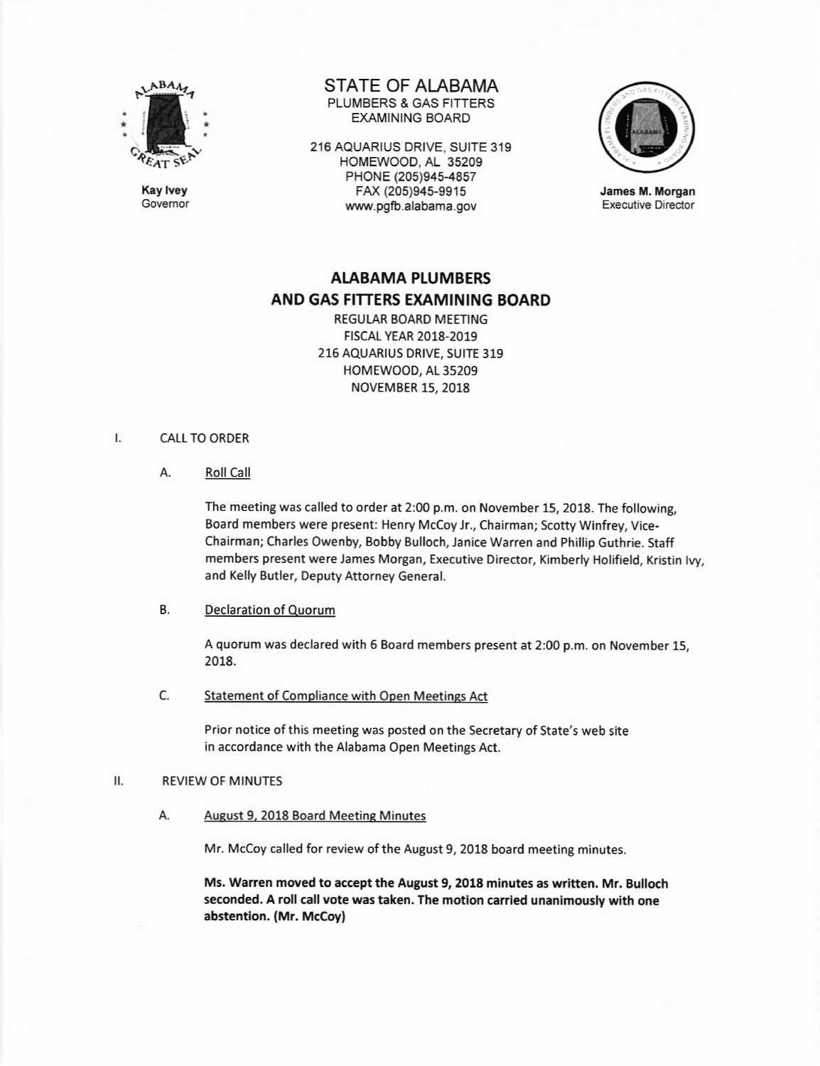STATE OF ALABAMA
PLUMBERS & GAS FITTERS
EXAMINING BOARD

216 AQUARIUS DRIVE, SUITE 319
HOMEWOOD, AL 35209
PHONE (205)945-4857
FAX (205)945-9915
www.pgfb.alabama.gov

**Kay Ivey**
Governor

**James M. Morgan**
Executive Director

# ALABAMA PLUMBERS AND GAS FITTERS EXAMINING BOARD

REGULAR BOARD MEETING
FISCAL YEAR 2018-2019
216 AQUARIUS DRIVE, SUITE 319
HOMEWOOD, AL 35209
NOVEMBER 15, 2018

## I. CALL TO ORDER

### A. Roll Call

The meeting was called to order at 2:00 p.m. on November 15, 2018. The following, Board members were present: Henry McCoy Jr., Chairman; Scotty Winfrey, Vice-Chairman; Charles Owenby, Bobby Bulloch, Janice Warren and Phillip Guthrie. Staff members present were James Morgan, Executive Director, Kimberly Holifield, Kristin Ivy, and Kelly Butler, Deputy Attorney General.

### B. Declaration of Quorum

A quorum was declared with 6 Board members present at 2:00 p.m. on November 15, 2018.

### C. Statement of Compliance with Open Meetings Act

Prior notice of this meeting was posted on the Secretary of State's web site in accordance with the Alabama Open Meetings Act.

## II. REVIEW OF MINUTES

### A. August 9, 2018 Board Meeting Minutes

Mr. McCoy called for review of the August 9, 2018 board meeting minutes.

**Ms. Warren moved to accept the August 9, 2018 minutes as written. Mr. Bulloch seconded. A roll call vote was taken. The motion carried unanimously with one abstention. (Mr. McCoy)**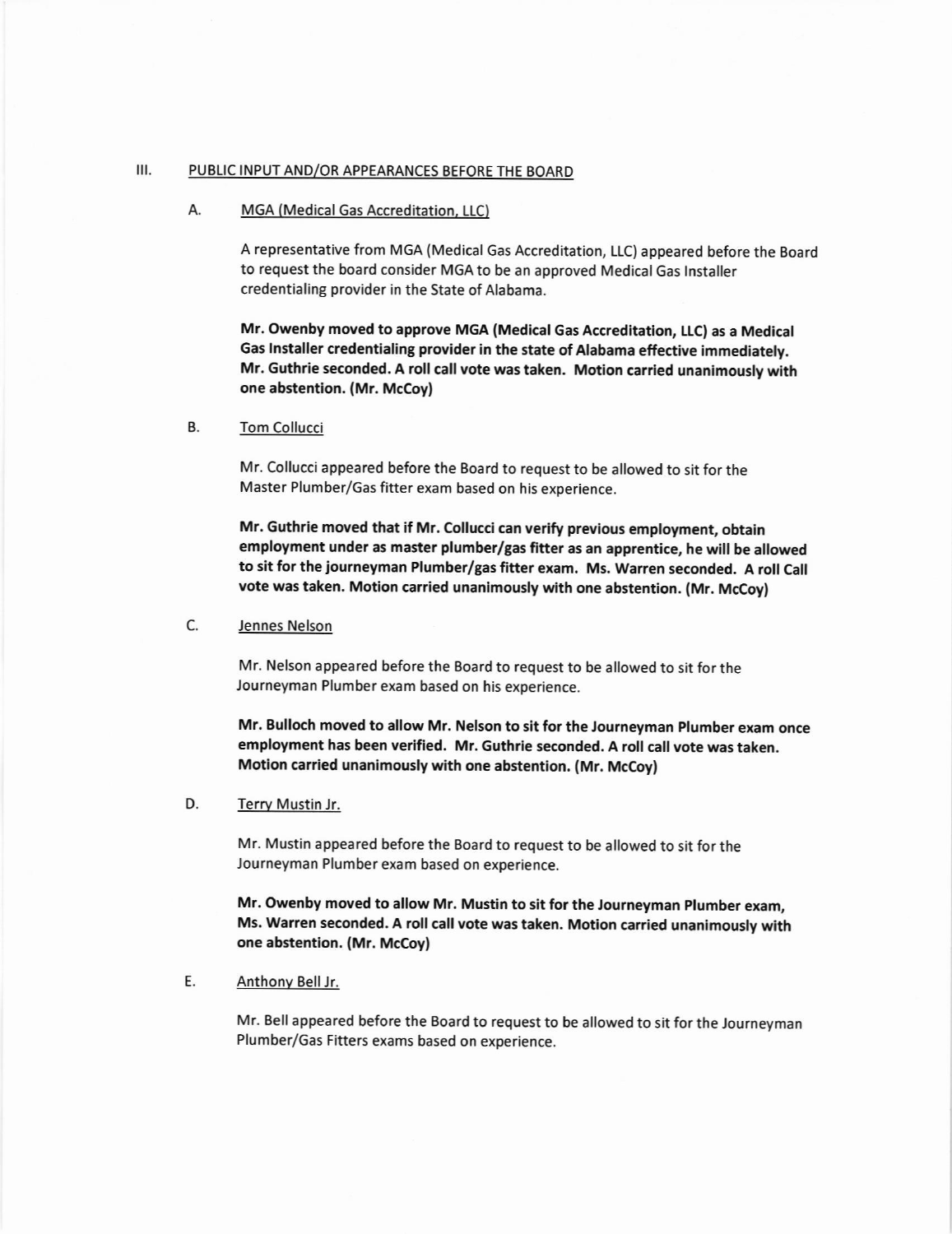## III. PUBLIC INPUT AND/OR APPEARANCES BEFORE THE BOARD

### A. MGA (Medical Gas Accreditation, LLC)

A representative from MGA (Medical Gas Accreditation, LLC) appeared before the Board to request the board consider MGA to be an approved Medical Gas Installer credentialing provider in the State of Alabama.

**Mr. Owenby moved to approve MGA (Medical Gas Accreditation, LLC) as a Medical Gas Installer credentialing provider in the state of Alabama effective immediately. Mr. Guthrie seconded. A roll call vote was taken. Motion carried unanimously with one abstention. (Mr. McCoy)**

### B. Tom Collucci

Mr. Collucci appeared before the Board to request to be allowed to sit for the Master Plumber/Gas fitter exam based on his experience.

**Mr. Guthrie moved that if Mr. Collucci can verify previous employment, obtain employment under as master plumber/gas fitter as an apprentice, he will be allowed to sit for the journeyman Plumber/gas fitter exam. Ms. Warren seconded. A roll Call vote was taken. Motion carried unanimously with one abstention. (Mr. McCoy)**

### C. Jennes Nelson

Mr. Nelson appeared before the Board to request to be allowed to sit for the Journeyman Plumber exam based on his experience.

**Mr. Bulloch moved to allow Mr. Nelson to sit for the Journeyman Plumber exam once employment has been verified. Mr. Guthrie seconded. A roll call vote was taken. Motion carried unanimously with one abstention. (Mr. McCoy)**

### D. Terry Mustin Jr.

Mr. Mustin appeared before the Board to request to be allowed to sit for the Journeyman Plumber exam based on experience.

**Mr. Owenby moved to allow Mr. Mustin to sit for the Journeyman Plumber exam, Ms. Warren seconded. A roll call vote was taken. Motion carried unanimously with one abstention. (Mr. McCoy)**

### E. Anthony Bell Jr.

Mr. Bell appeared before the Board to request to be allowed to sit for the Journeyman Plumber/Gas Fitters exams based on experience.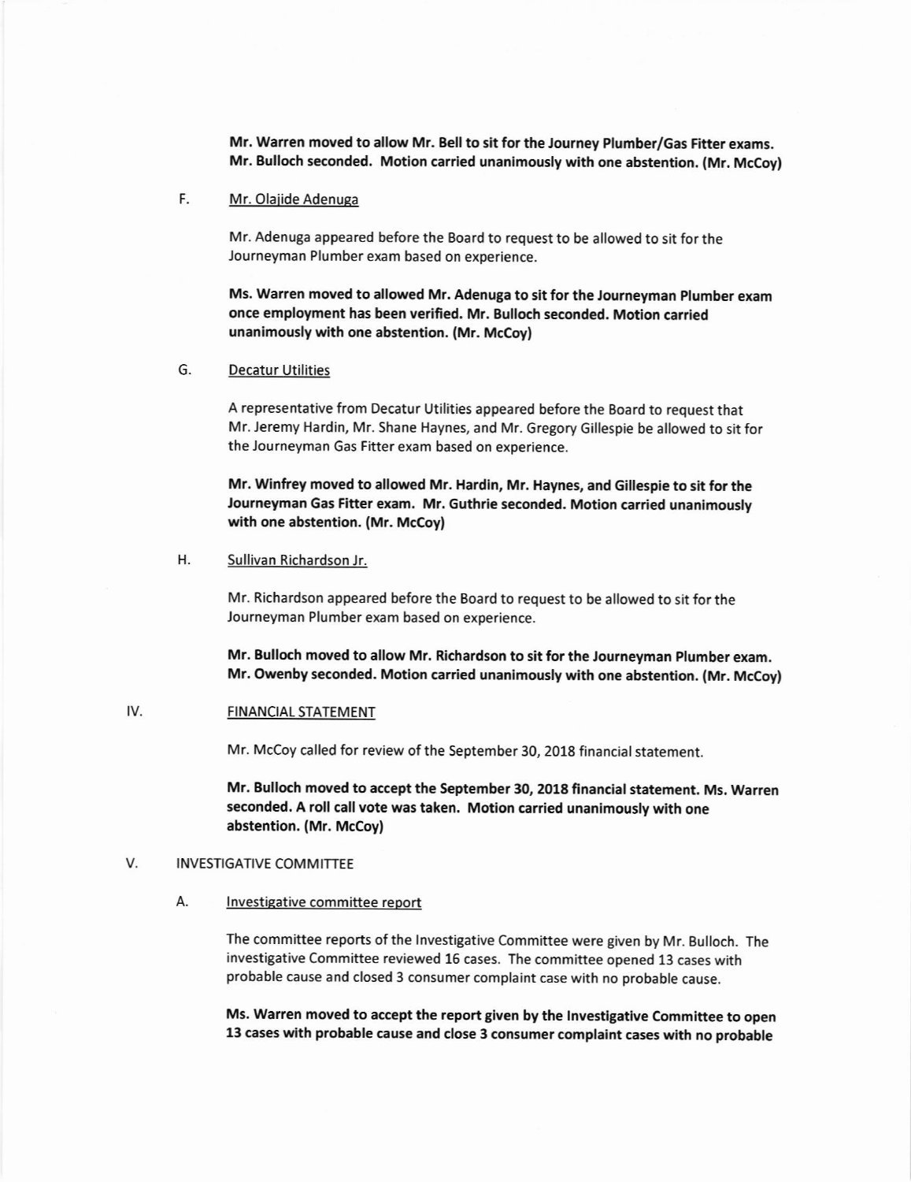**Mr. Warren moved to allow Mr. Bell to sit for the Journey Plumber/Gas Fitter exams. Mr. Bulloch seconded. Motion carried unanimously with one abstention. (Mr. McCoy)**

F. Mr. Olajide Adenuga

Mr. Adenuga appeared before the Board to request to be allowed to sit for the Journeyman Plumber exam based on experience.

**Ms. Warren moved to allowed Mr. Adenuga to sit for the Journeyman Plumber exam once employment has been verified. Mr. Bulloch seconded. Motion carried unanimously with one abstention. (Mr. McCoy)**

G. Decatur Utilities

A representative from Decatur Utilities appeared before the Board to request that Mr. Jeremy Hardin, Mr. Shane Haynes, and Mr. Gregory Gillespie be allowed to sit for the Journeyman Gas Fitter exam based on experience.

**Mr. Winfrey moved to allowed Mr. Hardin, Mr. Haynes, and Gillespie to sit for the Journeyman Gas Fitter exam. Mr. Guthrie seconded. Motion carried unanimously with one abstention. (Mr. McCoy)**

H. Sullivan Richardson Jr.

Mr. Richardson appeared before the Board to request to be allowed to sit for the Journeyman Plumber exam based on experience.

**Mr. Bulloch moved to allow Mr. Richardson to sit for the Journeyman Plumber exam. Mr. Owenby seconded. Motion carried unanimously with one abstention. (Mr. McCoy)**

## IV. FINANCIAL STATEMENT

Mr. McCoy called for review of the September 30, 2018 financial statement.

**Mr. Bulloch moved to accept the September 30, 2018 financial statement. Ms. Warren seconded. A roll call vote was taken. Motion carried unanimously with one abstention. (Mr. McCoy)**

## V. INVESTIGATIVE COMMITTEE

A. Investigative committee report

The committee reports of the Investigative Committee were given by Mr. Bulloch. The investigative Committee reviewed 16 cases. The committee opened 13 cases with probable cause and closed 3 consumer complaint case with no probable cause.

**Ms. Warren moved to accept the report given by the Investigative Committee to open 13 cases with probable cause and close 3 consumer complaint cases with no probable**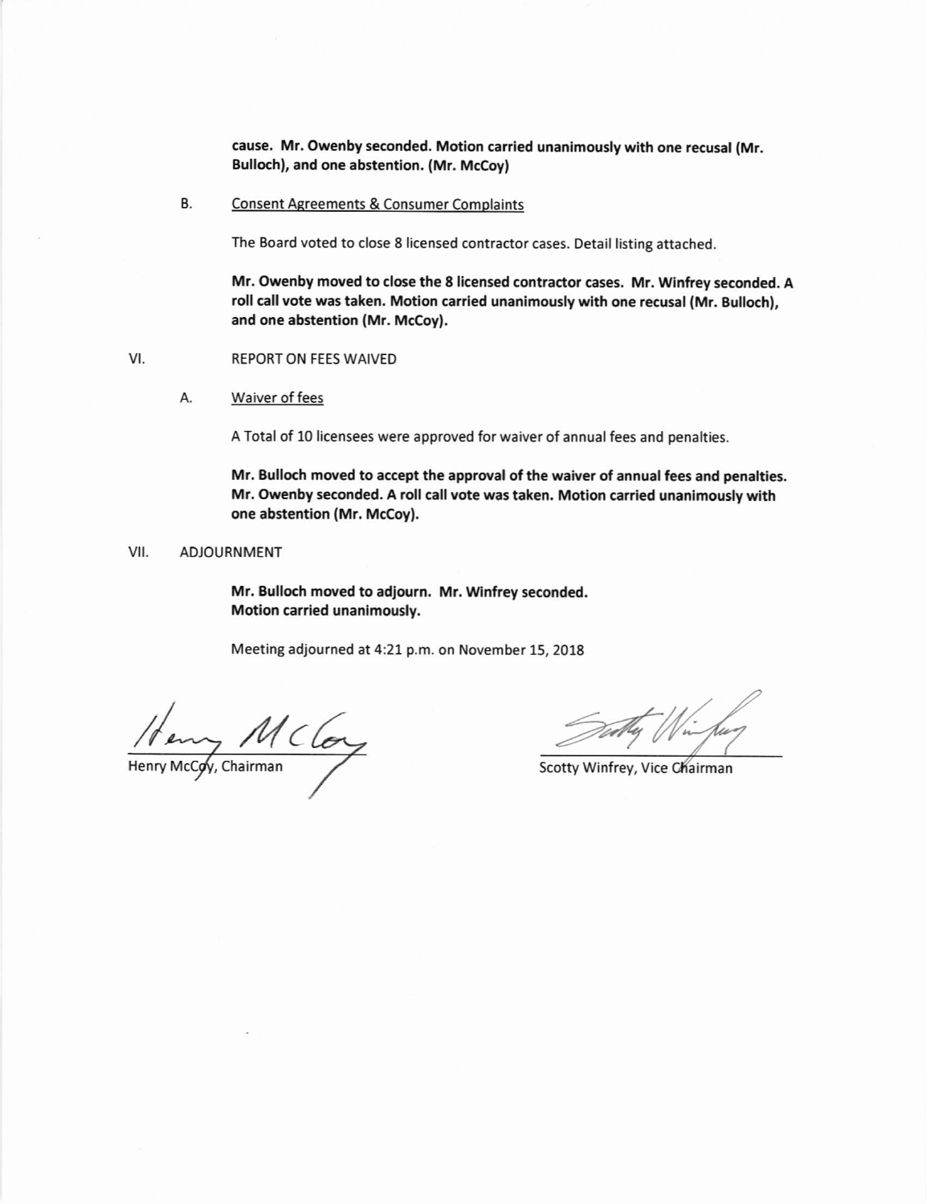**cause. Mr. Owenby seconded. Motion carried unanimously with one recusal (Mr. Bulloch), and one abstention. (Mr. McCoy)**

B. Consent Agreements & Consumer Complaints

The Board voted to close 8 licensed contractor cases. Detail listing attached.

**Mr. Owenby moved to close the 8 licensed contractor cases. Mr. Winfrey seconded. A roll call vote was taken. Motion carried unanimously with one recusal (Mr. Bulloch), and one abstention (Mr. McCoy).**

VI. REPORT ON FEES WAIVED

A. Waiver of fees

A Total of 10 licensees were approved for waiver of annual fees and penalties.

**Mr. Bulloch moved to accept the approval of the waiver of annual fees and penalties. Mr. Owenby seconded. A roll call vote was taken. Motion carried unanimously with one abstention (Mr. McCoy).**

VII. ADJOURNMENT

**Mr. Bulloch moved to adjourn. Mr. Winfrey seconded. Motion carried unanimously.**

Meeting adjourned at 4:21 p.m. on November 15, 2018

Henry McCoy, Chairman

Scotty Winfrey, Vice Chairman